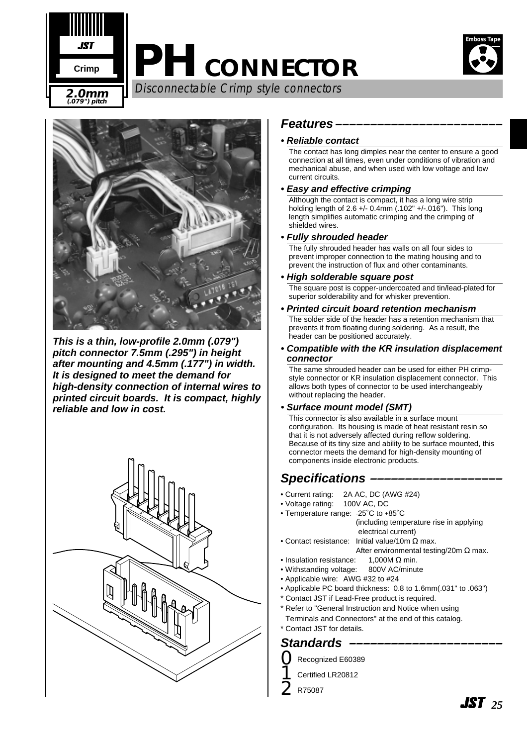JST

Crimp

2.0mm (.079") pitch

# PH CONNECTOR

Emboss Tape

*Disconnectable Crimp style connectors*

***This is a thin, low-profile 2.0mm (.079") pitch connector 7.5mm (.295") in height after mounting and 4.5mm (.177") in width. It is designed to meet the demand for high-density connection of internal wires to printed circuit boards. It is compact, highly reliable and low in cost.***

## Features

**• *Reliable contact***

The contact has long dimples near the center to ensure a good connection at all times, even under conditions of vibration and mechanical abuse, and when used with low voltage and low current circuits.

**• *Easy and effective crimping***

Although the contact is compact, it has a long wire strip holding length of 2.6 +/- 0.4mm (.102" +/-.016"). This long length simplifies automatic crimping and the crimping of shielded wires.

**• *Fully shrouded header***

The fully shrouded header has walls on all four sides to prevent improper connection to the mating housing and to prevent the instruction of flux and other contaminants.

**• *High solderable square post***

The square post is copper-undercoated and tin/lead-plated for superior solderability and for whisker prevention.

**• *Printed circuit board retention mechanism***

The solder side of the header has a retention mechanism that prevents it from floating during soldering. As a result, the header can be positioned accurately.

**• *Compatible with the KR insulation displacement connector***

The same shrouded header can be used for either PH crimp-style connector or KR insulation displacement connector. This allows both types of connector to be used interchangeably without replacing the header.

**• *Surface mount model (SMT)***

This connector is also available in a surface mount configuration. Its housing is made of heat resistant resin so that it is not adversely affected during reflow soldering. Because of its tiny size and ability to be surface mounted, this connector meets the demand for high-density mounting of components inside electronic products.

## Specifications

- Current rating: 2A AC, DC (AWG #24)
- Voltage rating: 100V AC, DC
- Temperature range: -25˚C to +85˚C (including temperature rise in applying electrical current)
- Contact resistance: Initial value/10m Ω max. After environmental testing/20m Ω max.
- Insulation resistance: 1,000M Ω min.
- Withstanding voltage: 800V AC/minute
- Applicable wire: AWG #32 to #24
- Applicable PC board thickness: 0.8 to 1.6mm(.031" to .063")

\* Contact JST if Lead-Free product is required.

\* Refer to "General Instruction and Notice when using Terminals and Connectors" at the end of this catalog.

\* Contact JST for details.

## Standards

0 Recognized E60389

1 Certified LR20812

2 R75087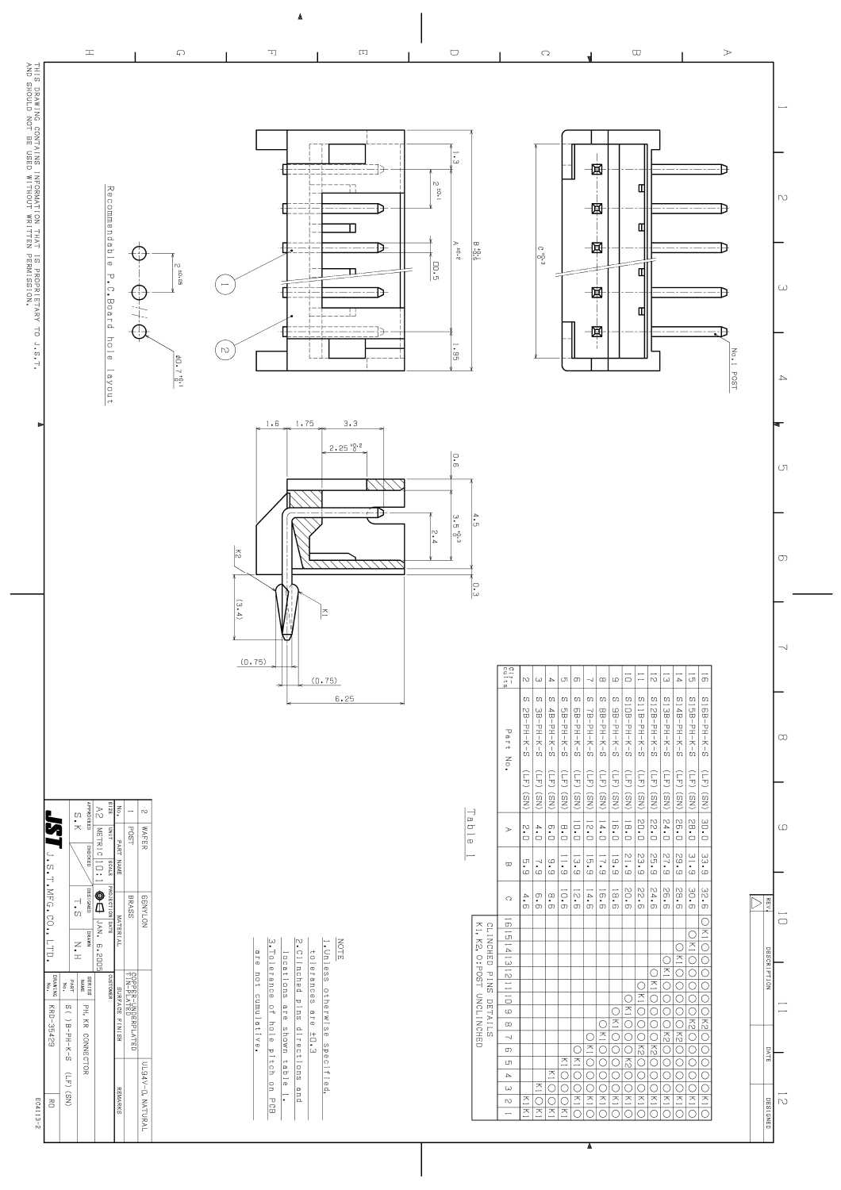THIS DRAWING CONTAINS INFORMATION THAT IS PROPRIETARY TO J.S.T. AND SHOULD NOT BE USED WITHOUT WRITTEN PERMISSION.

Recommendable P.C.Board hole layout

$2^{\pm0.05}$

$\phi0.7^{+0.1}_{0}$

$1.3$ $2^{\pm0.1}$ $A^{\pm0.2}$ $B^{\pm0.5}$ $\square0.5$ $1.95$ $C^{\pm0.3}$

No.1 POST

$1.6$ $1.75$ $3.3$ $2.25^{+0.2}_{0}$ $0.6$ $4.5$ $3.5^{+0.3}_{0}$ $2.4$ $0.3$

K2 K1 (3.4) (0.75) (0.75) 6.25

Table 1

| Circuits | Part No. | A | B | C | 16 | 15 | 14 | 13 | 12 | 11 | 10 | 9 | 8 | 7 | 6 | 5 | 4 | 3 | 2 | 1 |
|---|---|---|---|---|---|---|---|---|---|---|---|---|---|---|---|---|---|---|---|---|
| 16 | S16B-PH-K-S (LF)(SN) | 30.0 | 33.9 | 32.6 | K1 | ○ | ○ | ○ | ○ | ○ | ○ | K2 | ○ | ○ | ○ | ○ | ○ | ○ | ○ | K1 |
| 15 | S15B-PH-K-S (LF)(SN) | 28.0 | 31.9 | 30.6 | | K1 | ○ | ○ | ○ | ○ | ○ | K2 | ○ | ○ | ○ | ○ | ○ | ○ | ○ | K1 |
| 14 | S14B-PH-K-S (LF)(SN) | 26.0 | 29.9 | 28.6 | | | K1 | ○ | ○ | ○ | ○ | ○ | K2 | ○ | ○ | ○ | ○ | ○ | ○ | K1 |
| 13 | S13B-PH-K-S (LF)(SN) | 24.0 | 27.9 | 26.6 | | | | K1 | ○ | ○ | ○ | ○ | K2 | ○ | ○ | ○ | ○ | ○ | ○ | K1 |
| 12 | S12B-PH-K-S (LF)(SN) | 22.0 | 25.9 | 24.6 | | | | | K1 | ○ | ○ | ○ | ○ | K2 | ○ | ○ | ○ | ○ | ○ | K1 |
| 11 | S11B-PH-K-S (LF)(SN) | 20.0 | 23.9 | 22.6 | | | | | | K1 | ○ | ○ | ○ | K2 | ○ | ○ | ○ | ○ | ○ | K1 |
| 10 | S10B-PH-K-S (LF)(SN) | 18.0 | 21.9 | 20.6 | | | | | | | K1 | ○ | ○ | ○ | K2 | ○ | ○ | ○ | ○ | K1 |
| 9 | S 9B-PH-K-S (LF)(SN) | 16.0 | 19.9 | 18.6 | | | | | | | | K1 | ○ | ○ | ○ | ○ | ○ | ○ | ○ | K1 |
| 8 | S 8B-PH-K-S (LF)(SN) | 14.0 | 17.9 | 16.6 | | | | | | | | | K1 | ○ | ○ | ○ | ○ | ○ | ○ | K1 |
| 7 | S 7B-PH-K-S (LF)(SN) | 12.0 | 15.9 | 14.6 | | | | | | | | | | K1 | ○ | ○ | ○ | ○ | ○ | K1 |
| 6 | S 6B-PH-K-S (LF)(SN) | 10.0 | 13.9 | 12.6 | | | | | | | | | | | K1 | ○ | ○ | ○ | ○ | K1 |
| 5 | S 5B-PH-K-S (LF)(SN) | 8.0 | 11.9 | 10.6 | | | | | | | | | | | | K1 | ○ | ○ | ○ | K1 |
| 4 | S 4B-PH-K-S (LF)(SN) | 6.0 | 9.9 | 8.6 | | | | | | | | | | | | | K1 | ○ | ○ | K1 |
| 3 | S 3B-PH-K-S (LF)(SN) | 4.0 | 7.9 | 6.6 | | | | | | | | | | | | | | K1 | ○ | K1 |
| 2 | S 2B-PH-K-S (LF)(SN) | 2.0 | 5.9 | 4.6 | | | | | | | | | | | | | | | K1 | K1 |

CLINCHED PINS DETAILS
K1,K2,○:POST UNCLINCHED

NOTE
1. Unless otherwise specified, tolerances are ±0.3
2. Clinched pins directions and locations are shown table 1.
3. Tolerance of hole pitch on PCB are not cumulative.

| No. | PART NAME | MATERIAL | SURFACE FINISH | REMARKS |
|---|---|---|---|---|
| 2 | WAFER | 66NYLON | | UL94V-0, NATURAL |
| 1 | POST | BRASS | COPPER-UNDERPLATED TIN-PLATED | |

| | | | |
|---|---|---|---|
| SIZE: A2 | UNIT: METRIC | SCALE: 10:1 | PROJECTION DATE: JAN. 6. 2005 |
| APPROVED: S.K | CHECKED: | DESIGNED: T.S | DRAWN: N.H |
| CUSTOMER: | SERIES NAME: PH, KR CONNECTOR | PART No.: S( )B-PH-K-S (LF)(SN) | DRAWING No.: KRD-35429 R0 |

JST J.S.T. MFG. CO., LTD.

REV. | DESCRIPTION | DATE | DESIGNED

EC4113-2